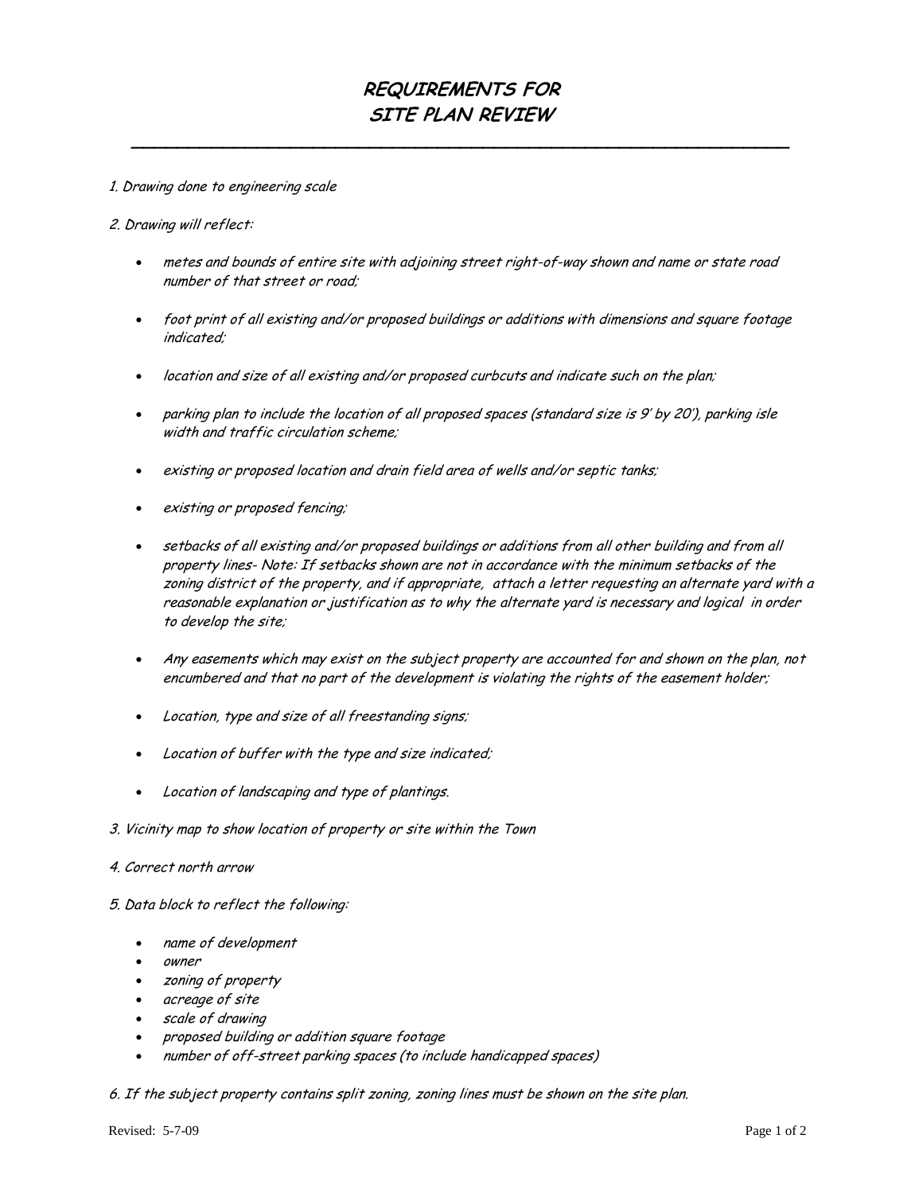# REQUIREMENTS FOR SITE PLAN REVIEW

*1. Drawing done to engineering scale*

*2. Drawing will reflect:*

- *metes and bounds of entire site with adjoining street right-of-way shown and name or state road number of that street or road;*
- *foot print of all existing and/or proposed buildings or additions with dimensions and square footage indicated;*
- *location and size of all existing and/or proposed curbcuts and indicate such on the plan;*
- *parking plan to include the location of all proposed spaces (standard size is 9' by 20'), parking isle width and traffic circulation scheme;*
- *existing or proposed location and drain field area of wells and/or septic tanks;*
- *existing or proposed fencing;*
- *setbacks of all existing and/or proposed buildings or additions from all other building and from all property lines- Note: If setbacks shown are not in accordance with the minimum setbacks of the zoning district of the property, and if appropriate, attach a letter requesting an alternate yard with a reasonable explanation or justification as to why the alternate yard is necessary and logical in order to develop the site;*
- *Any easements which may exist on the subject property are accounted for and shown on the plan, not encumbered and that no part of the development is violating the rights of the easement holder;*
- *Location, type and size of all freestanding signs;*
- *Location of buffer with the type and size indicated;*
- *Location of landscaping and type of plantings.*

*3. Vicinity map to show location of property or site within the Town*

*4. Correct north arrow*

*5. Data block to reflect the following:*

- *name of development*
- *owner*
- *zoning of property*
- *acreage of site*
- *scale of drawing*
- *proposed building or addition square footage*
- *number of off-street parking spaces (to include handicapped spaces)*

*6. If the subject property contains split zoning, zoning lines must be shown on the site plan.*

Revised: 5-7-09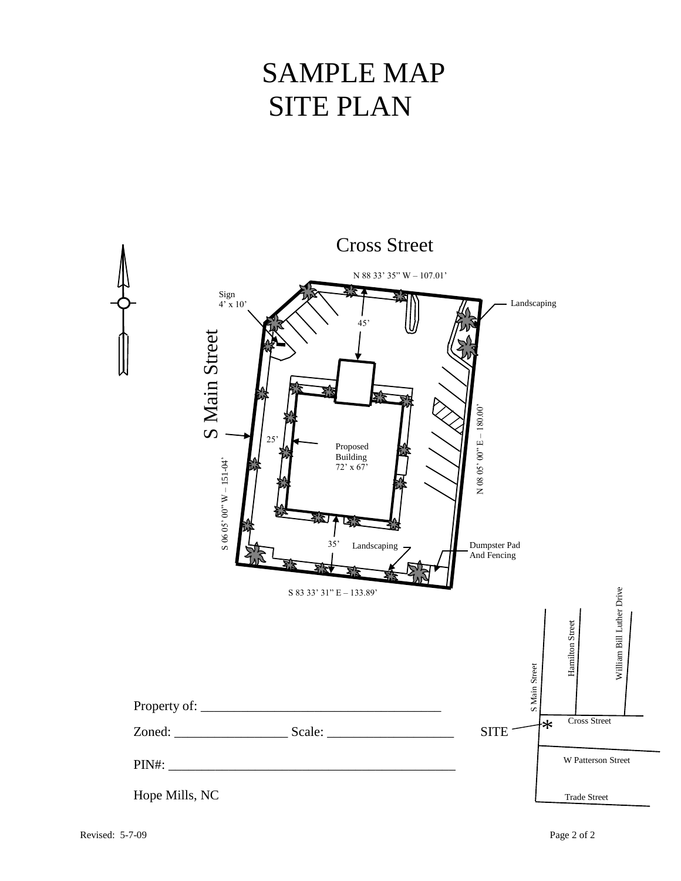# SAMPLE MAP
# SITE PLAN

Cross Street

N 88 33' 35" W – 107.01'

Sign
4' x 10'

Landscaping

45'

S Main Street

25'

Proposed
Building
72' x 67'

N 08 05' 00" E – 180.00'

S 06 05' 00" W – 151-04'

35'

Landscaping

Dumpster Pad
And Fencing

S 83 33' 31" E – 133.89'

S Main Street

Hamilton Street

William Bill Luther Drive

Cross Street

SITE *

W Patterson Street

Trade Street

Property of: ___________________________________

Zoned: ________________ Scale: __________________

PIN#: __________________________________________

Hope Mills, NC

Revised: 5-7-09